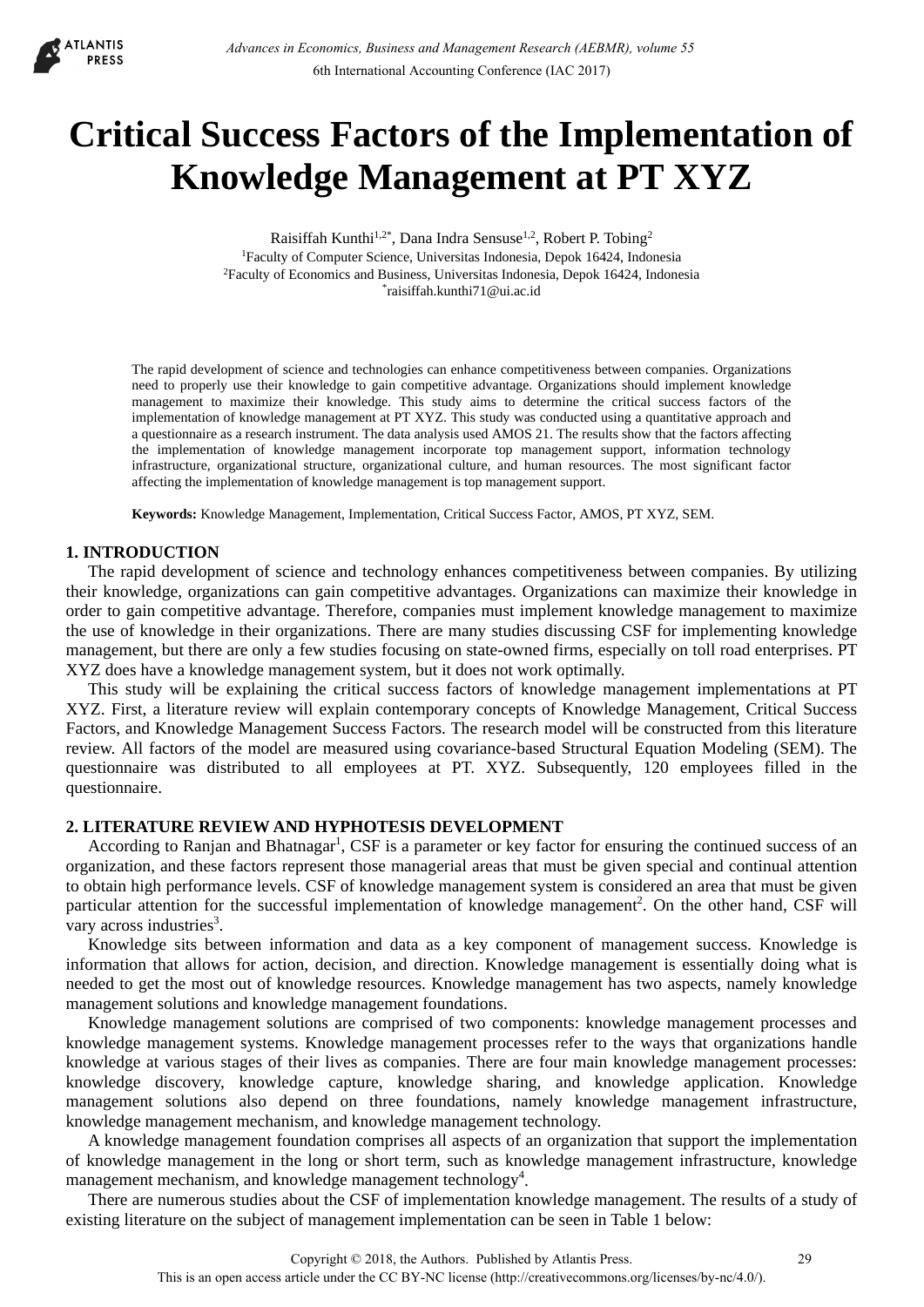# Critical Success Factors of the Implementation of Knowledge Management at PT XYZ

Raisiffah Kunthi[1,2*], Dana Indra Sensuse[1,2], Robert P. Tobing[2]

[1]Faculty of Computer Science, Universitas Indonesia, Depok 16424, Indonesia

[2]Faculty of Economics and Business, Universitas Indonesia, Depok 16424, Indonesia

[*]raisiffah.kunthi71@ui.ac.id

The rapid development of science and technologies can enhance competitiveness between companies. Organizations need to properly use their knowledge to gain competitive advantage. Organizations should implement knowledge management to maximize their knowledge. This study aims to determine the critical success factors of the implementation of knowledge management at PT XYZ. This study was conducted using a quantitative approach and a questionnaire as a research instrument. The data analysis used AMOS 21. The results show that the factors affecting the implementation of knowledge management incorporate top management support, information technology infrastructure, organizational structure, organizational culture, and human resources. The most significant factor affecting the implementation of knowledge management is top management support.

**Keywords:** Knowledge Management, Implementation, Critical Success Factor, AMOS, PT XYZ, SEM.

## 1. INTRODUCTION

The rapid development of science and technology enhances competitiveness between companies. By utilizing their knowledge, organizations can gain competitive advantages. Organizations can maximize their knowledge in order to gain competitive advantage. Therefore, companies must implement knowledge management to maximize the use of knowledge in their organizations. There are many studies discussing CSF for implementing knowledge management, but there are only a few studies focusing on state-owned firms, especially on toll road enterprises. PT XYZ does have a knowledge management system, but it does not work optimally.

This study will be explaining the critical success factors of knowledge management implementations at PT XYZ. First, a literature review will explain contemporary concepts of Knowledge Management, Critical Success Factors, and Knowledge Management Success Factors. The research model will be constructed from this literature review. All factors of the model are measured using covariance-based Structural Equation Modeling (SEM). The questionnaire was distributed to all employees at PT. XYZ. Subsequently, 120 employees filled in the questionnaire.

## 2. LITERATURE REVIEW AND HYPHOTESIS DEVELOPMENT

According to Ranjan and Bhatnagar[1], CSF is a parameter or key factor for ensuring the continued success of an organization, and these factors represent those managerial areas that must be given special and continual attention to obtain high performance levels. CSF of knowledge management system is considered an area that must be given particular attention for the successful implementation of knowledge management[2]. On the other hand, CSF will vary across industries[3].

Knowledge sits between information and data as a key component of management success. Knowledge is information that allows for action, decision, and direction. Knowledge management is essentially doing what is needed to get the most out of knowledge resources. Knowledge management has two aspects, namely knowledge management solutions and knowledge management foundations.

Knowledge management solutions are comprised of two components: knowledge management processes and knowledge management systems. Knowledge management processes refer to the ways that organizations handle knowledge at various stages of their lives as companies. There are four main knowledge management processes: knowledge discovery, knowledge capture, knowledge sharing, and knowledge application. Knowledge management solutions also depend on three foundations, namely knowledge management infrastructure, knowledge management mechanism, and knowledge management technology.

A knowledge management foundation comprises all aspects of an organization that support the implementation of knowledge management in the long or short term, such as knowledge management infrastructure, knowledge management mechanism, and knowledge management technology[4].

There are numerous studies about the CSF of implementation knowledge management. The results of a study of existing literature on the subject of management implementation can be seen in Table 1 below:

Copyright © 2018, the Authors. Published by Atlantis Press.
This is an open access article under the CC BY-NC license (http://creativecommons.org/licenses/by-nc/4.0/).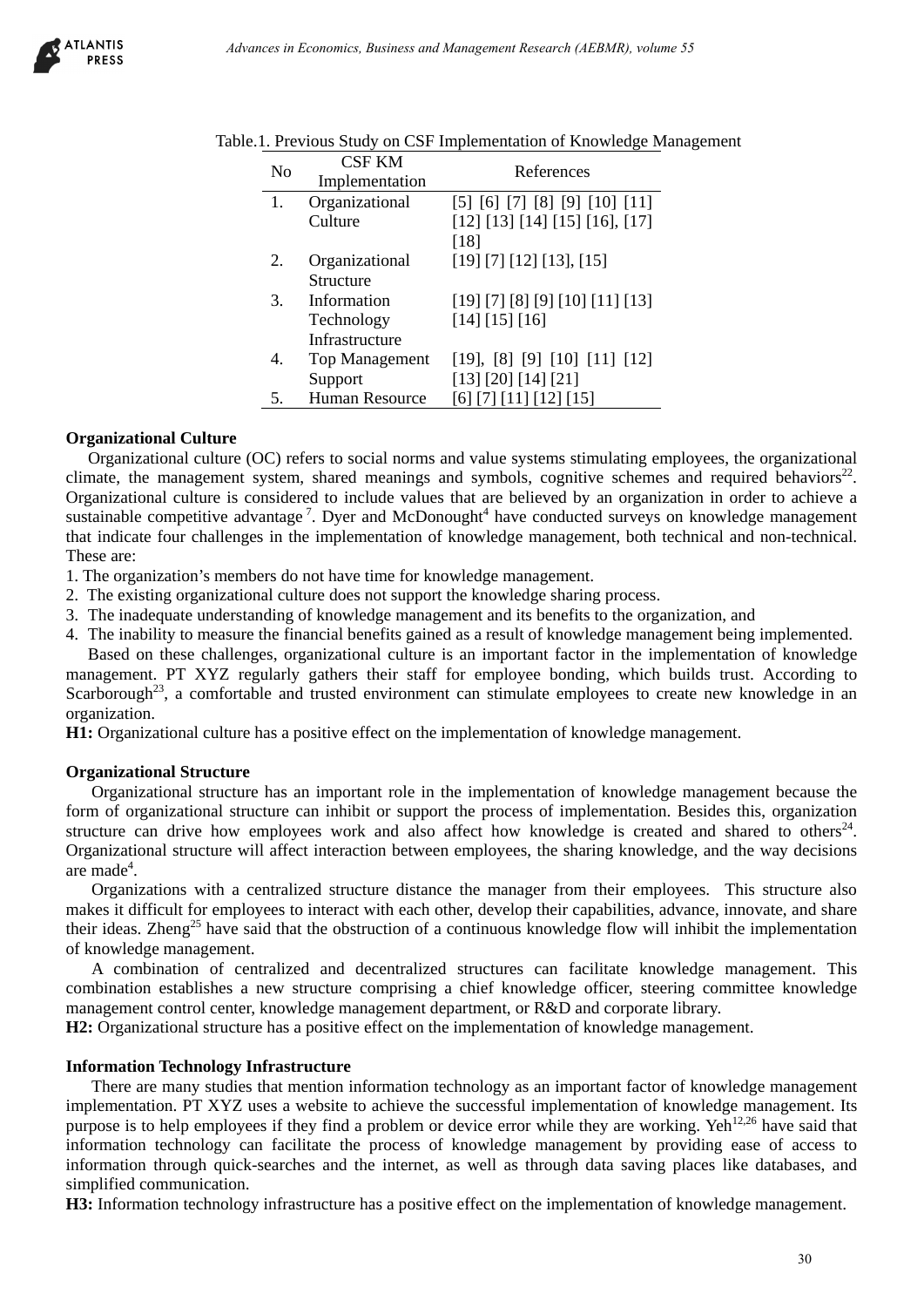Table.1. Previous Study on CSF Implementation of Knowledge Management

| No | CSF KM Implementation | References |
|---|---|---|
| 1. | Organizational Culture | [5] [6] [7] [8] [9] [10] [11] [12] [13] [14] [15] [16], [17] [18] |
| 2. | Organizational Structure | [19] [7] [12] [13], [15] |
| 3. | Information Technology Infrastructure | [19] [7] [8] [9] [10] [11] [13] [14] [15] [16] |
| 4. | Top Management Support | [19], [8] [9] [10] [11] [12] [13] [20] [14] [21] |
| 5. | Human Resource | [6] [7] [11] [12] [15] |

**Organizational Culture**

Organizational culture (OC) refers to social norms and value systems stimulating employees, the organizational climate, the management system, shared meanings and symbols, cognitive schemes and required behaviors[22]. Organizational culture is considered to include values that are believed by an organization in order to achieve a sustainable competitive advantage[7]. Dyer and McDonought[4] have conducted surveys on knowledge management that indicate four challenges in the implementation of knowledge management, both technical and non-technical. These are:

1. The organization's members do not have time for knowledge management.
2. The existing organizational culture does not support the knowledge sharing process.
3. The inadequate understanding of knowledge management and its benefits to the organization, and
4. The inability to measure the financial benefits gained as a result of knowledge management being implemented.

Based on these challenges, organizational culture is an important factor in the implementation of knowledge management. PT XYZ regularly gathers their staff for employee bonding, which builds trust. According to Scarborough[23], a comfortable and trusted environment can stimulate employees to create new knowledge in an organization.

**H1:** Organizational culture has a positive effect on the implementation of knowledge management.

**Organizational Structure**

Organizational structure has an important role in the implementation of knowledge management because the form of organizational structure can inhibit or support the process of implementation. Besides this, organization structure can drive how employees work and also affect how knowledge is created and shared to others[24]. Organizational structure will affect interaction between employees, the sharing knowledge, and the way decisions are made[4].

Organizations with a centralized structure distance the manager from their employees. This structure also makes it difficult for employees to interact with each other, develop their capabilities, advance, innovate, and share their ideas. Zheng[25] have said that the obstruction of a continuous knowledge flow will inhibit the implementation of knowledge management.

A combination of centralized and decentralized structures can facilitate knowledge management. This combination establishes a new structure comprising a chief knowledge officer, steering committee knowledge management control center, knowledge management department, or R&D and corporate library.

**H2:** Organizational structure has a positive effect on the implementation of knowledge management.

**Information Technology Infrastructure**

There are many studies that mention information technology as an important factor of knowledge management implementation. PT XYZ uses a website to achieve the successful implementation of knowledge management. Its purpose is to help employees if they find a problem or device error while they are working. Yeh[12,26] have said that information technology can facilitate the process of knowledge management by providing ease of access to information through quick-searches and the internet, as well as through data saving places like databases, and simplified communication.

**H3:** Information technology infrastructure has a positive effect on the implementation of knowledge management.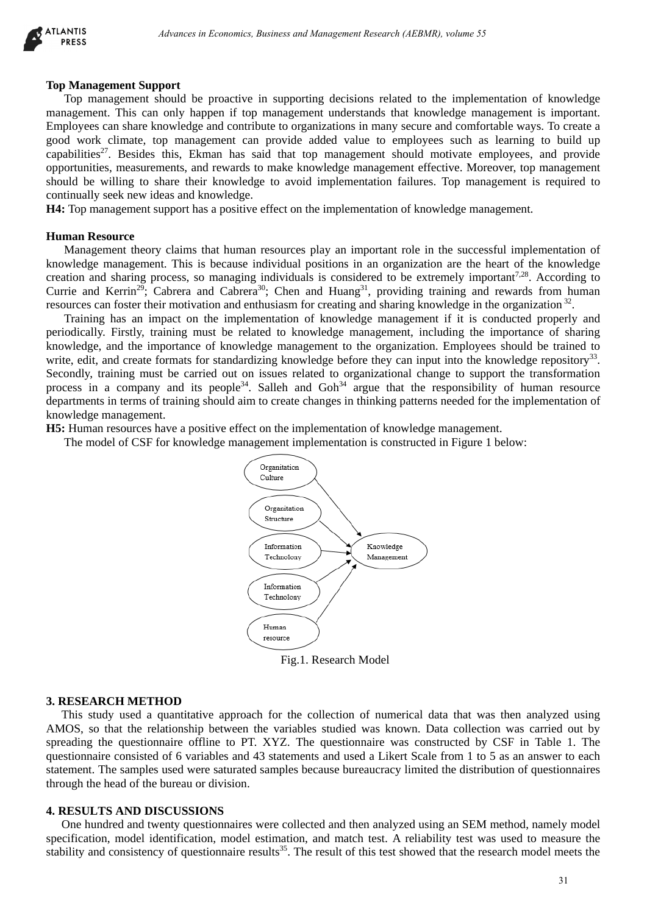**Top Management Support**

Top management should be proactive in supporting decisions related to the implementation of knowledge management. This can only happen if top management understands that knowledge management is important. Employees can share knowledge and contribute to organizations in many secure and comfortable ways. To create a good work climate, top management can provide added value to employees such as learning to build up capabilities[27]. Besides this, Ekman has said that top management should motivate employees, and provide opportunities, measurements, and rewards to make knowledge management effective. Moreover, top management should be willing to share their knowledge to avoid implementation failures. Top management is required to continually seek new ideas and knowledge.

**H4:** Top management support has a positive effect on the implementation of knowledge management.

**Human Resource**

Management theory claims that human resources play an important role in the successful implementation of knowledge management. This is because individual positions in an organization are the heart of the knowledge creation and sharing process, so managing individuals is considered to be extremely important[7,28]. According to Currie and Kerrin[29]; Cabrera and Cabrera[30]; Chen and Huang[31], providing training and rewards from human resources can foster their motivation and enthusiasm for creating and sharing knowledge in the organization[32].

Training has an impact on the implementation of knowledge management if it is conducted properly and periodically. Firstly, training must be related to knowledge management, including the importance of sharing knowledge, and the importance of knowledge management to the organization. Employees should be trained to write, edit, and create formats for standardizing knowledge before they can input into the knowledge repository[33]. Secondly, training must be carried out on issues related to organizational change to support the transformation process in a company and its people[34]. Salleh and Goh[34] argue that the responsibility of human resource departments in terms of training should aim to create changes in thinking patterns needed for the implementation of knowledge management.

**H5:** Human resources have a positive effect on the implementation of knowledge management.

The model of CSF for knowledge management implementation is constructed in Figure 1 below:

Organitation Culture

Organitation Structure

Information Technolony

Information Technolony

Human resource

Knowledge Management

Fig.1. Research Model

## 3. RESEARCH METHOD

This study used a quantitative approach for the collection of numerical data that was then analyzed using AMOS, so that the relationship between the variables studied was known. Data collection was carried out by spreading the questionnaire offline to PT. XYZ. The questionnaire was constructed by CSF in Table 1. The questionnaire consisted of 6 variables and 43 statements and used a Likert Scale from 1 to 5 as an answer to each statement. The samples used were saturated samples because bureaucracy limited the distribution of questionnaires through the head of the bureau or division.

## 4. RESULTS AND DISCUSSIONS

One hundred and twenty questionnaires were collected and then analyzed using an SEM method, namely model specification, model identification, model estimation, and match test. A reliability test was used to measure the stability and consistency of questionnaire results[35]. The result of this test showed that the research model meets the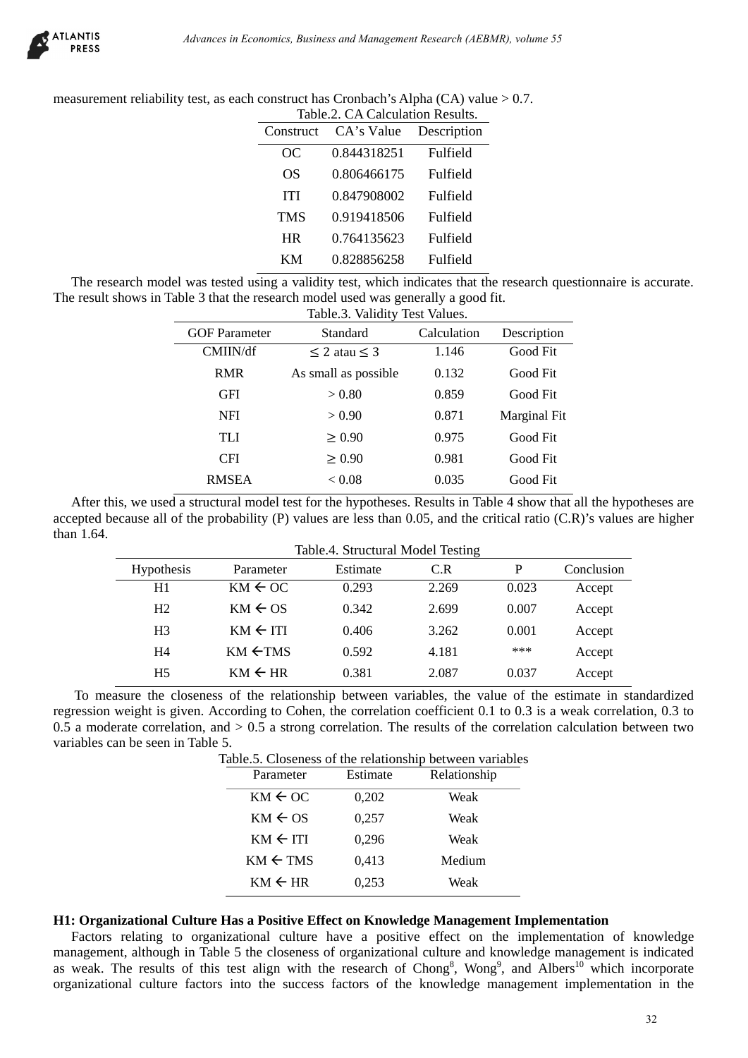measurement reliability test, as each construct has Cronbach's Alpha (CA) value > 0.7.

Table.2. CA Calculation Results.

| Construct | CA's Value | Description |
|---|---|---|
| OC | 0.844318251 | Fulfield |
| OS | 0.806466175 | Fulfield |
| ITI | 0.847908002 | Fulfield |
| TMS | 0.919418506 | Fulfield |
| HR | 0.764135623 | Fulfield |
| KM | 0.828856258 | Fulfield |

The research model was tested using a validity test, which indicates that the research questionnaire is accurate. The result shows in Table 3 that the research model used was generally a good fit.

Table.3. Validity Test Values.

| GOF Parameter | Standard | Calculation | Description |
|---|---|---|---|
| CMIIN/df | ≤ 2 atau ≤ 3 | 1.146 | Good Fit |
| RMR | As small as possible | 0.132 | Good Fit |
| GFI | > 0.80 | 0.859 | Good Fit |
| NFI | > 0.90 | 0.871 | Marginal Fit |
| TLI | ≥ 0.90 | 0.975 | Good Fit |
| CFI | ≥ 0.90 | 0.981 | Good Fit |
| RMSEA | < 0.08 | 0.035 | Good Fit |

After this, we used a structural model test for the hypotheses. Results in Table 4 show that all the hypotheses are accepted because all of the probability (P) values are less than 0.05, and the critical ratio (C.R)'s values are higher than 1.64.

Table.4. Structural Model Testing

| Hypothesis | Parameter | Estimate | C.R | P | Conclusion |
|---|---|---|---|---|---|
| H1 | KM ← OC | 0.293 | 2.269 | 0.023 | Accept |
| H2 | KM ← OS | 0.342 | 2.699 | 0.007 | Accept |
| H3 | KM ← ITI | 0.406 | 3.262 | 0.001 | Accept |
| H4 | KM ←TMS | 0.592 | 4.181 | *** | Accept |
| H5 | KM ← HR | 0.381 | 2.087 | 0.037 | Accept |

To measure the closeness of the relationship between variables, the value of the estimate in standardized regression weight is given. According to Cohen, the correlation coefficient 0.1 to 0.3 is a weak correlation, 0.3 to 0.5 a moderate correlation, and > 0.5 a strong correlation. The results of the correlation calculation between two variables can be seen in Table 5.

Table.5. Closeness of the relationship between variables

| Parameter | Estimate | Relationship |
|---|---|---|
| KM ← OC | 0,202 | Weak |
| KM ← OS | 0,257 | Weak |
| KM ← ITI | 0,296 | Weak |
| KM ← TMS | 0,413 | Medium |
| KM ← HR | 0,253 | Weak |

**H1: Organizational Culture Has a Positive Effect on Knowledge Management Implementation**

Factors relating to organizational culture have a positive effect on the implementation of knowledge management, although in Table 5 the closeness of organizational culture and knowledge management is indicated as weak. The results of this test align with the research of Chong[8], Wong[9], and Albers[10] which incorporate organizational culture factors into the success factors of the knowledge management implementation in the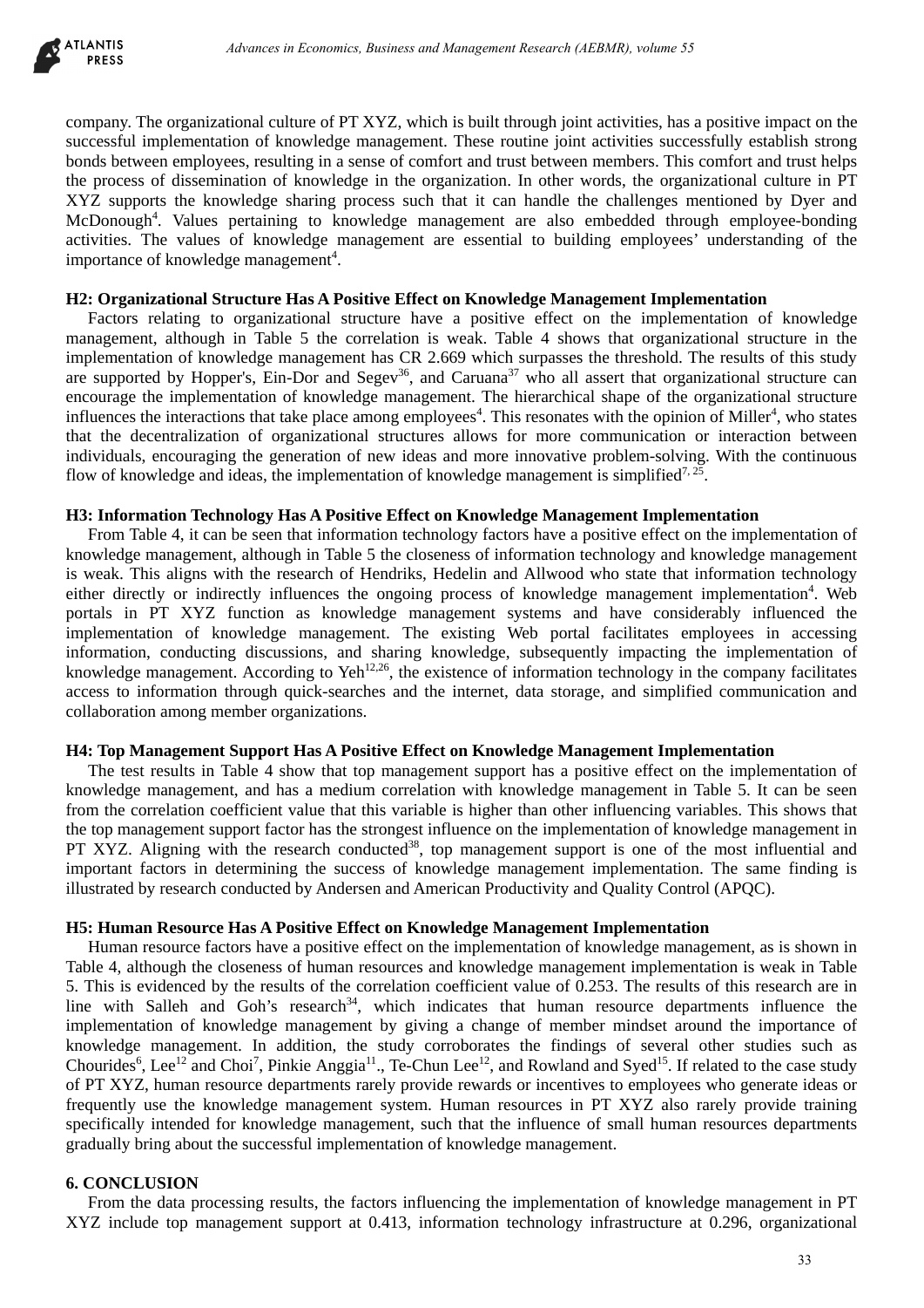company. The organizational culture of PT XYZ, which is built through joint activities, has a positive impact on the successful implementation of knowledge management. These routine joint activities successfully establish strong bonds between employees, resulting in a sense of comfort and trust between members. This comfort and trust helps the process of dissemination of knowledge in the organization. In other words, the organizational culture in PT XYZ supports the knowledge sharing process such that it can handle the challenges mentioned by Dyer and McDonough[4]. Values pertaining to knowledge management are also embedded through employee-bonding activities. The values of knowledge management are essential to building employees' understanding of the importance of knowledge management[4].

**H2: Organizational Structure Has A Positive Effect on Knowledge Management Implementation**

Factors relating to organizational structure have a positive effect on the implementation of knowledge management, although in Table 5 the correlation is weak. Table 4 shows that organizational structure in the implementation of knowledge management has CR 2.669 which surpasses the threshold. The results of this study are supported by Hopper's, Ein-Dor and Segev[36], and Caruana[37] who all assert that organizational structure can encourage the implementation of knowledge management. The hierarchical shape of the organizational structure influences the interactions that take place among employees[4]. This resonates with the opinion of Miller[4], who states that the decentralization of organizational structures allows for more communication or interaction between individuals, encouraging the generation of new ideas and more innovative problem-solving. With the continuous flow of knowledge and ideas, the implementation of knowledge management is simplified[7, 25].

**H3: Information Technology Has A Positive Effect on Knowledge Management Implementation**

From Table 4, it can be seen that information technology factors have a positive effect on the implementation of knowledge management, although in Table 5 the closeness of information technology and knowledge management is weak. This aligns with the research of Hendriks, Hedelin and Allwood who state that information technology either directly or indirectly influences the ongoing process of knowledge management implementation[4]. Web portals in PT XYZ function as knowledge management systems and have considerably influenced the implementation of knowledge management. The existing Web portal facilitates employees in accessing information, conducting discussions, and sharing knowledge, subsequently impacting the implementation of knowledge management. According to Yeh[12,26], the existence of information technology in the company facilitates access to information through quick-searches and the internet, data storage, and simplified communication and collaboration among member organizations.

**H4: Top Management Support Has A Positive Effect on Knowledge Management Implementation**

The test results in Table 4 show that top management support has a positive effect on the implementation of knowledge management, and has a medium correlation with knowledge management in Table 5. It can be seen from the correlation coefficient value that this variable is higher than other influencing variables. This shows that the top management support factor has the strongest influence on the implementation of knowledge management in PT XYZ. Aligning with the research conducted[38], top management support is one of the most influential and important factors in determining the success of knowledge management implementation. The same finding is illustrated by research conducted by Andersen and American Productivity and Quality Control (APQC).

**H5: Human Resource Has A Positive Effect on Knowledge Management Implementation**

Human resource factors have a positive effect on the implementation of knowledge management, as is shown in Table 4, although the closeness of human resources and knowledge management implementation is weak in Table 5. This is evidenced by the results of the correlation coefficient value of 0.253. The results of this research are in line with Salleh and Goh's research[34], which indicates that human resource departments influence the implementation of knowledge management by giving a change of member mindset around the importance of knowledge management. In addition, the study corroborates the findings of several other studies such as Chourides[6], Lee[12] and Choi[7], Pinkie Anggia[11]., Te-Chun Lee[12], and Rowland and Syed[15]. If related to the case study of PT XYZ, human resource departments rarely provide rewards or incentives to employees who generate ideas or frequently use the knowledge management system. Human resources in PT XYZ also rarely provide training specifically intended for knowledge management, such that the influence of small human resources departments gradually bring about the successful implementation of knowledge management.

## 6. CONCLUSION

From the data processing results, the factors influencing the implementation of knowledge management in PT XYZ include top management support at 0.413, information technology infrastructure at 0.296, organizational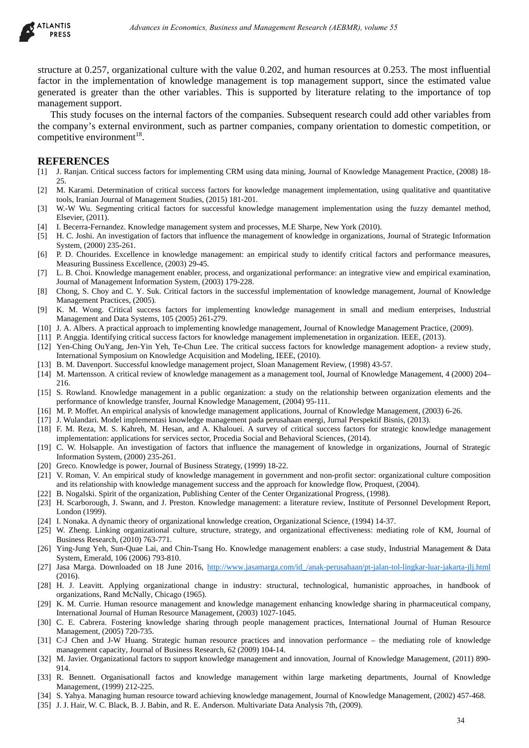structure at 0.257, organizational culture with the value 0.202, and human resources at 0.253. The most influential factor in the implementation of knowledge management is top management support, since the estimated value generated is greater than the other variables. This is supported by literature relating to the importance of top management support.

This study focuses on the internal factors of the companies. Subsequent research could add other variables from the company's external environment, such as partner companies, company orientation to domestic competition, or competitive environment[18].

## REFERENCES

[1] J. Ranjan. Critical success factors for implementing CRM using data mining, Journal of Knowledge Management Practice, (2008) 18-25.

[2] M. Karami. Determination of critical success factors for knowledge management implementation, using qualitative and quantitative tools, Iranian Journal of Management Studies, (2015) 181-201.

[3] W.-W Wu. Segmenting critical factors for successful knowledge management implementation using the fuzzy demantel method, Elsevier, (2011).

[4] I. Becerra-Fernandez. Knowledge management system and processes, M.E Sharpe, New York (2010).

[5] H. C. Joshi. An investigation of factors that influence the management of knowledge in organizations, Journal of Strategic Information System, (2000) 235-261.

[6] P. D. Chourides. Excellence in knowledge management: an empirical study to identify critical factors and performance measures, Measuring Bussiness Excellence, (2003) 29-45.

[7] L. B. Choi. Knowledge management enabler, process, and organizational performance: an integrative view and empirical examination, Journal of Management Information System, (2003) 179-228.

[8] Chong, S. Choy and C. Y. Suk. Critical factors in the successful implementation of knowledge management, Journal of Knowledge Management Practices, (2005).

[9] K. M. Wong. Critical success factors for implementing knowledge management in small and medium enterprises, Industrial Management and Data Systems, 105 (2005) 261-279.

[10] J. A. Albers. A practical approach to implementing knowledge management, Journal of Knowledge Management Practice, (2009).

[11] P. Anggia. Identifying critical success factors for knowledge management implemenetation in organization. IEEE, (2013).

[12] Yen-Ching OuYang, Jen-Yin Yeh, Te-Chun Lee. The critical success factors for knowledge management adoption- a review study, International Symposium on Knowledge Acquisition and Modeling, IEEE, (2010).

[13] B. M. Davenport. Successful knowledge management project, Sloan Management Review, (1998) 43-57.

[14] M. Martensson. A critical review of knowledge management as a management tool, Journal of Knowledge Management, 4 (2000) 204–216.

[15] S. Rowland. Knowledge management in a public organization: a study on the relationship between organization elements and the performance of knowledge transfer, Journal Knowledge Management, (2004) 95-111.

[16] M. P. Moffet. An empirical analysis of knowledge management applications, Journal of Knowledge Management, (2003) 6-26.

[17] J. Wulandari. Model implementasi knowledge management pada perusahaan energi, Jurnal Perspektif Bisnis, (2013).

[18] F. M. Reza, M. S. Kahreh, M. Hesan, and A. Khalouei. A survey of critical success factors for strategic knowledge management implementation: applications for services sector, Procedia Social and Behavioral Sciences, (2014).

[19] C. W. Holsapple. An investigation of factors that influence the management of knowledge in organizations, Journal of Strategic Information System, (2000) 235-261.

[20] Greco. Knowledge is power, Journal of Business Strategy, (1999) 18-22.

[21] V. Roman, V. An empirical study of knowledge management in government and non-profit sector: organizational culture composition and its relationship with knowledge management success and the approach for knowledge flow, Proquest, (2004).

[22] B. Nogalski. Spirit of the organization, Publishing Center of the Center Organizational Progress, (1998).

[23] H. Scarborough, J. Swann, and J. Preston. Knowledge management: a literature review, Institute of Personnel Development Report, London (1999).

[24] I. Nonaka. A dynamic theory of organizational knowledge creation, Organizational Science, (1994) 14-37.

[25] W. Zheng. Linking organizational culture, structure, strategy, and organizational effectiveness: mediating role of KM, Journal of Business Research, (2010) 763-771.

[26] Yiing-Jung Yeh, Sun-Quae Lai, and Chin-Tsang Ho. Knowledge management enablers: a case study, Industrial Management & Data System, Emerald, 106 (2006) 793-810.

[27] Jasa Marga. Downloaded on 18 June 2016, http://www.jasamarga.com/id_/anak-perusahaan/pt-jalan-tol-lingkar-luar-jakarta-jlj.html (2016).

[28] H. J. Leavitt. Applying organizational change in industry: structural, technological, humanistic approaches, in handbook of organizations, Rand McNally, Chicago (1965).

[29] K. M. Currie. Human resource management and knowledge management enhancing knowledge sharing in pharmaceutical company, International Journal of Human Resource Management, (2003) 1027-1045.

[30] C. E. Cabrera. Fostering knowledge sharing through people management practices, International Journal of Human Resource Management, (2005) 720-735.

[31] C-J Chen and J-W Huang. Strategic human resource practices and innovation performance – the mediating role of knowledge management capacity, Journal of Business Research, 62 (2009) 104-14.

[32] M. Javier. Organizational factors to support knowledge management and innovation, Journal of Knowledge Management, (2011) 890-914.

[33] R. Bennett. Organisationall factos and knowledge management within large marketing departments, Journal of Knowledge Management, (1999) 212-225.

[34] S. Yahya. Managing human resource toward achieving knowledge management, Journal of Knowledge Management, (2002) 457-468.

[35] J. J. Hair, W. C. Black, B. J. Babin, and R. E. Anderson. Multivariate Data Analysis 7th, (2009).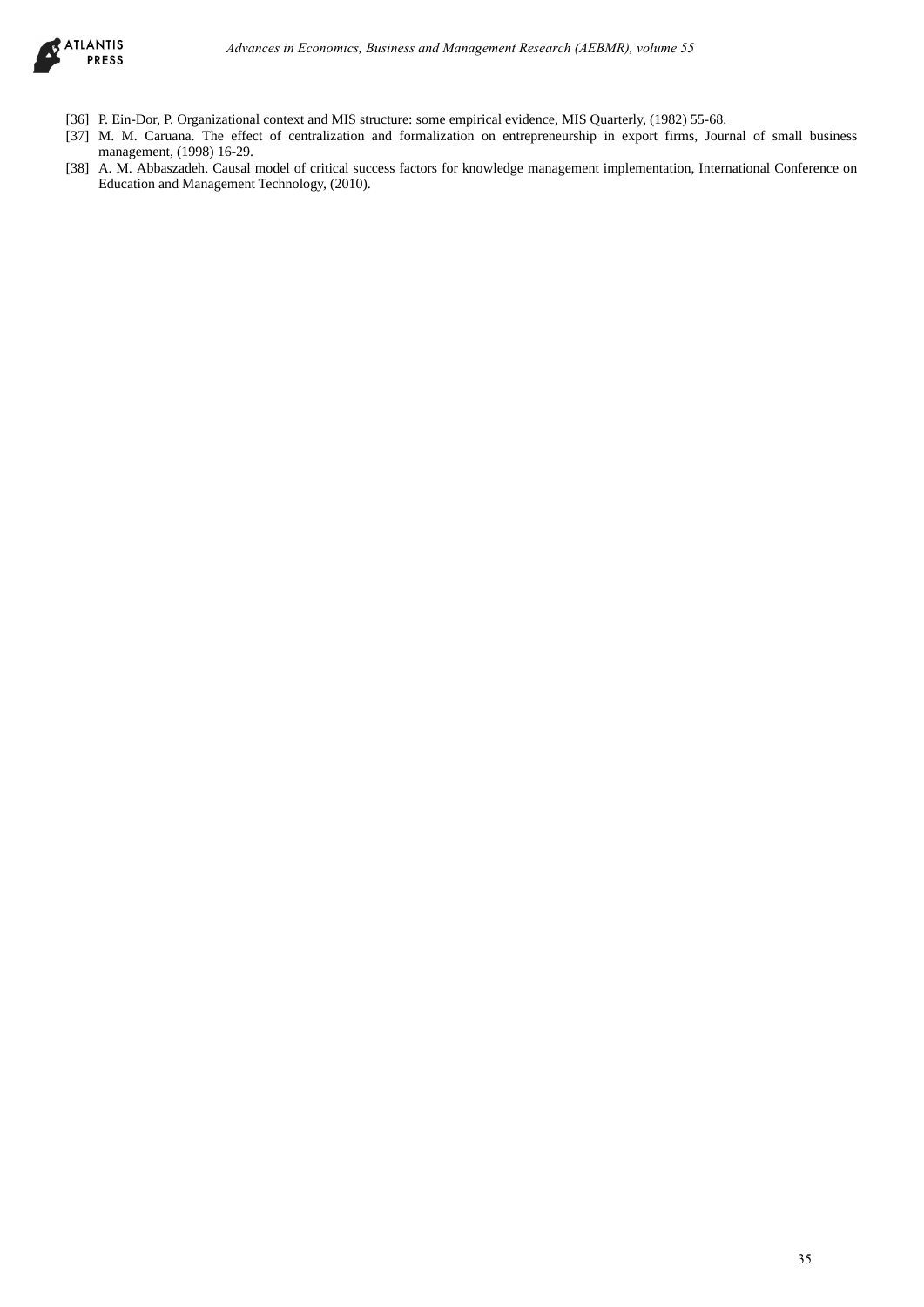[36] P. Ein-Dor, P. Organizational context and MIS structure: some empirical evidence, MIS Quarterly, (1982) 55-68.

[37] M. M. Caruana. The effect of centralization and formalization on entrepreneurship in export firms, Journal of small business management, (1998) 16-29.

[38] A. M. Abbaszadeh. Causal model of critical success factors for knowledge management implementation, International Conference on Education and Management Technology, (2010).